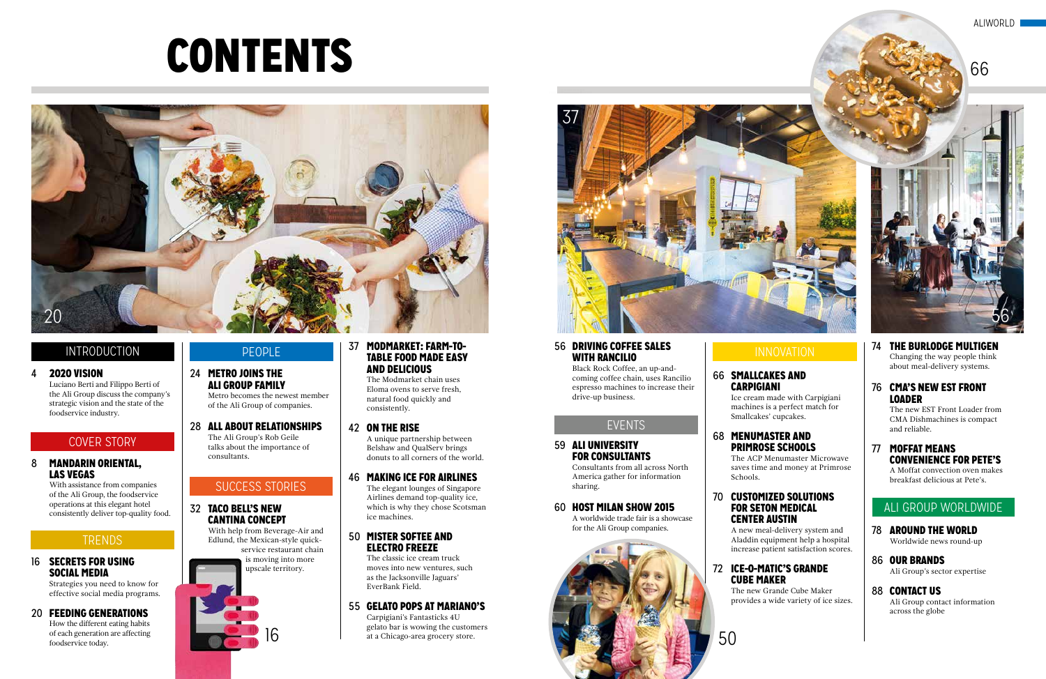# CONTENTS

## INTRODUCTION

**4 2020 VISION**
Luciano Berti and Filippo Berti of the Ali Group discuss the company's strategic vision and the state of the foodservice industry.

## COVER STORY

**8 MANDARIN ORIENTAL, LAS VEGAS**
With assistance from companies of the Ali Group, the foodservice operations at this elegant hotel consistently deliver top-quality food.

## TRENDS

**16 SECRETS FOR USING SOCIAL MEDIA**
Strategies you need to know for effective social media programs.

**20 FEEDING GENERATIONS**
How the different eating habits of each generation are affecting foodservice today.

## PEOPLE

**24 METRO JOINS THE ALI GROUP FAMILY**
Metro becomes the newest member of the Ali Group of companies.

**28 ALL ABOUT RELATIONSHIPS**
The Ali Group's Rob Geile talks about the importance of consultants.

## SUCCESS STORIES

**32 TACO BELL'S NEW CANTINA CONCEPT**
With help from Beverage-Air and Edlund, the Mexican-style quick-service restaurant chain is moving into more upscale territory.

**37 MODMARKET: FARM-TO-TABLE FOOD MADE EASY AND DELICIOUS**
The Modmarket chain uses Eloma ovens to serve fresh, natural food quickly and consistently.

**42 ON THE RISE**
A unique partnership between Belshaw and QualServ brings donuts to all corners of the world.

**46 MAKING ICE FOR AIRLINES**
The elegant lounges of Singapore Airlines demand top-quality ice, which is why they chose Scotsman ice machines.

**50 MISTER SOFTEE AND ELECTRO FREEZE**
The classic ice cream truck moves into new ventures, such as the Jacksonville Jaguars' EverBank Field.

**55 GELATO POPS AT MARIANO'S**
Carpigiani's Fantasticks 4U gelato bar is wowing the customers at a Chicago-area grocery store.

**56 DRIVING COFFEE SALES WITH RANCILIO**
Black Rock Coffee, an up-and-coming coffee chain, uses Rancilio espresso machines to increase their drive-up business.

## EVENTS

**59 ALI UNIVERSITY FOR CONSULTANTS**
Consultants from all across North America gather for information sharing.

**60 HOST MILAN SHOW 2015**
A worldwide trade fair is a showcase for the Ali Group companies.

## INNOVATION

**66 SMALLCAKES AND CARPIGIANI**
Ice cream made with Carpigiani machines is a perfect match for Smallcakes' cupcakes.

**68 MENUMASTER AND PRIMROSE SCHOOLS**
The ACP Menumaster Microwave saves time and money at Primrose Schools.

**70 CUSTOMIZED SOLUTIONS FOR SETON MEDICAL CENTER AUSTIN**
A new meal-delivery system and Aladdin equipment help a hospital increase patient satisfaction scores.

**72 ICE-O-MATIC'S GRANDE CUBE MAKER**
The new Grande Cube Maker provides a wide variety of ice sizes.

**74 THE BURLODGE MULTIGEN**
Changing the way people think about meal-delivery systems.

**76 CMA'S NEW EST FRONT LOADER**
The new EST Front Loader from CMA Dishmachines is compact and reliable.

**77 MOFFAT MEANS CONVENIENCE FOR PETE'S**
A Moffat convection oven makes breakfast delicious at Pete's.

## ALI GROUP WORLDWIDE

**78 AROUND THE WORLD**
Worldwide news round-up

**86 OUR BRANDS**
Ali Group's sector expertise

**88 CONTACT US**
Ali Group contact information across the globe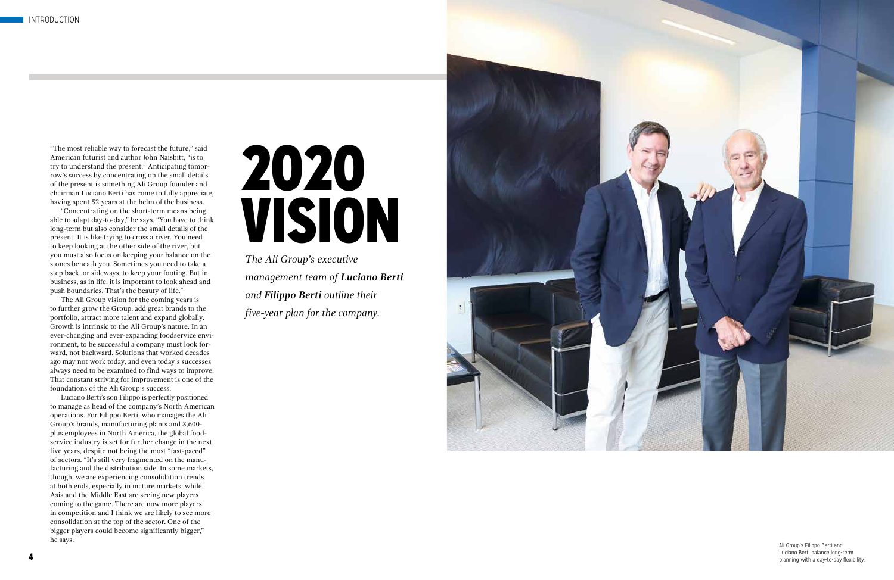# 2020 VISION

*The Ali Group's executive management team of **Luciano Berti** and **Filippo Berti** outline their five-year plan for the company.*

"The most reliable way to forecast the future," said American futurist and author John Naisbitt, "is to try to understand the present." Anticipating tomorrow's success by concentrating on the small details of the present is something Ali Group founder and chairman Luciano Berti has come to fully appreciate, having spent 52 years at the helm of the business.

"Concentrating on the short-term means being able to adapt day-to-day," he says. "You have to think long-term but also consider the small details of the present. It is like trying to cross a river. You need to keep looking at the other side of the river, but you must also focus on keeping your balance on the stones beneath you. Sometimes you need to take a step back, or sideways, to keep your footing. But in business, as in life, it is important to look ahead and push boundaries. That's the beauty of life."

The Ali Group vision for the coming years is to further grow the Group, add great brands to the portfolio, attract more talent and expand globally. Growth is intrinsic to the Ali Group's nature. In an ever-changing and ever-expanding foodservice environment, to be successful a company must look forward, not backward. Solutions that worked decades ago may not work today, and even today's successes always need to be examined to find ways to improve. That constant striving for improvement is one of the foundations of the Ali Group's success.

Luciano Berti's son Filippo is perfectly positioned to manage as head of the company's North American operations. For Filippo Berti, who manages the Ali Group's brands, manufacturing plants and 3,600-plus employees in North America, the global foodservice industry is set for further change in the next five years, despite not being the most "fast-paced" of sectors. "It's still very fragmented on the manufacturing and the distribution side. In some markets, though, we are experiencing consolidation trends at both ends, especially in mature markets, while Asia and the Middle East are seeing new players coming to the game. There are now more players in competition and I think we are likely to see more consolidation at the top of the sector. One of the bigger players could become significantly bigger," he says.

Ali Group's Filippo Berti and Luciano Berti balance long-term planning with a day-to-day flexibility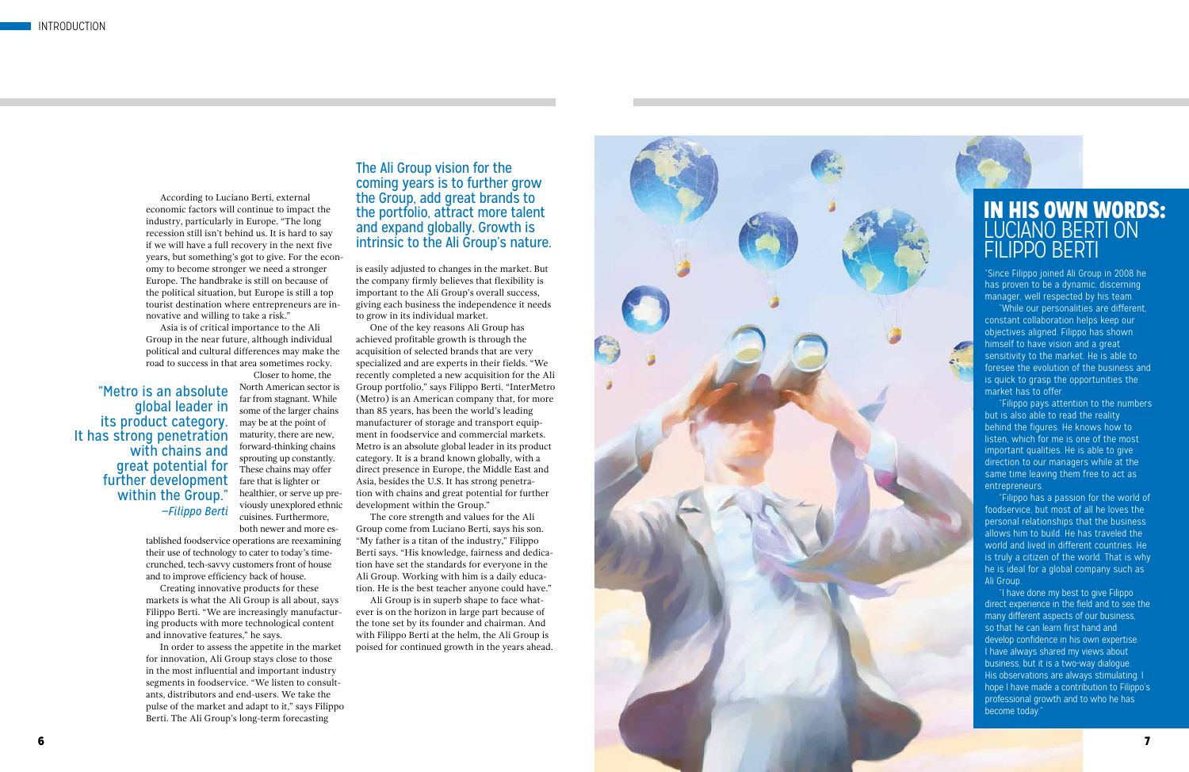According to Luciano Berti, external economic factors will continue to impact the industry, particularly in Europe. "The long recession still isn't behind us. It is hard to say if we will have a full recovery in the next five years, but something's got to give. For the economy to become stronger we need a stronger Europe. The handbrake is still on because of the political situation, but Europe is still a top tourist destination where entrepreneurs are innovative and willing to take a risk."

Asia is of critical importance to the Ali Group in the near future, although individual political and cultural differences may make the road to success in that area sometimes rocky.

> "Metro is an absolute global leader in its product category. It has strong penetration with chains and great potential for further development within the Group."
> *—Filippo Berti*

Closer to home, the North American sector is far from stagnant. While some of the larger chains may be at the point of maturity, there are new, forward-thinking chains sprouting up constantly. These chains may offer fare that is lighter or healthier, or serve up previously unexplored ethnic cuisines. Furthermore, both newer and more established foodservice operations are reexamining their use of technology to cater to today's time-crunched, tech-savvy customers front of house and to improve efficiency back of house.

Creating innovative products for these markets is what the Ali Group is all about, says Filippo Berti. "We are increasingly manufacturing products with more technological content and innovative features," he says.

In order to assess the appetite in the market for innovation, Ali Group stays close to those in the most influential and important industry segments in foodservice. "We listen to consultants, distributors and end-users. We take the pulse of the market and adapt to it," says Filippo Berti. The Ali Group's long-term forecasting is easily adjusted to changes in the market. But the company firmly believes that flexibility is important to the Ali Group's overall success, giving each business the independence it needs to grow in its individual market.

> The Ali Group vision for the coming years is to further grow the Group, add great brands to the portfolio, attract more talent and expand globally. Growth is intrinsic to the Ali Group's nature.

One of the key reasons Ali Group has achieved profitable growth is through the acquisition of selected brands that are very specialized and are experts in their fields. "We recently completed a new acquisition for the Ali Group portfolio," says Filippo Berti. "InterMetro (Metro) is an American company that, for more than 85 years, has been the world's leading manufacturer of storage and transport equipment in foodservice and commercial markets. Metro is an absolute global leader in its product category. It is a brand known globally, with a direct presence in Europe, the Middle East and Asia, besides the U.S. It has strong penetration with chains and great potential for further development within the Group."

The core strength and values for the Ali Group come from Luciano Berti, says his son. "My father is a titan of the industry," Filippo Berti says. "His knowledge, fairness and dedication have set the standards for everyone in the Ali Group. Working with him is a daily education. He is the best teacher anyone could have."

Ali Group is in superb shape to face whatever is on the horizon in large part because of the tone set by its founder and chairman. And with Filippo Berti at the helm, the Ali Group is poised for continued growth in the years ahead.

## IN HIS OWN WORDS: LUCIANO BERTI ON FILIPPO BERTI

"Since Filippo joined Ali Group in 2008 he has proven to be a dynamic, discerning manager, well respected by his team.

"While our personalities are different, constant collaboration helps keep our objectives aligned. Filippo has shown himself to have vision and a great sensitivity to the market. He is able to foresee the evolution of the business and is quick to grasp the opportunities the market has to offer.

"Filippo pays attention to the numbers but is also able to read the reality behind the figures. He knows how to listen, which for me is one of the most important qualities. He is able to give direction to our managers while at the same time leaving them free to act as entrepreneurs.

"Filippo has a passion for the world of foodservice, but most of all he loves the personal relationships that the business allows him to build. He has traveled the world and lived in different countries. He is truly a citizen of the world. That is why he is ideal for a global company such as Ali Group.

"I have done my best to give Filippo direct experience in the field and to see the many different aspects of our business, so that he can learn first hand and develop confidence in his own expertise. I have always shared my views about business, but it is a two-way dialogue. His observations are always stimulating. I hope I have made a contribution to Filippo's professional growth and to who he has become today."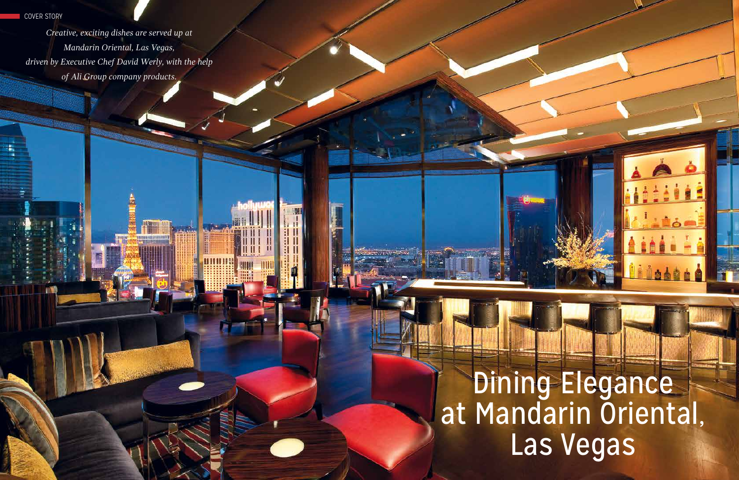COVER STORY

*Creative, exciting dishes are served up at Mandarin Oriental, Las Vegas, driven by Executive Chef David Werly, with the help of Ali Group company products.*

# Dining Elegance at Mandarin Oriental, Las Vegas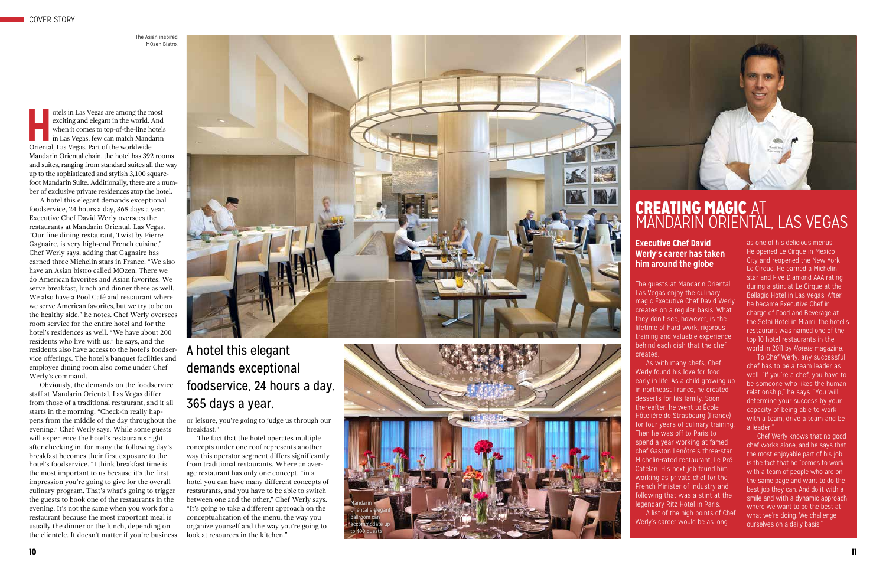# CREATING MAGIC AT MANDARIN ORIENTAL, LAS VEGAS

The Asian-inspired MOzen Bistro

Hotels in Las Vegas are among the most exciting and elegant in the world. And when it comes to top-of-the-line hotels in Las Vegas, few can match Mandarin Oriental, Las Vegas. Part of the worldwide Mandarin Oriental chain, the hotel has 392 rooms and suites, ranging from standard suites all the way up to the sophisticated and stylish 3,100 square-foot Mandarin Suite. Additionally, there are a number of exclusive private residences atop the hotel.

A hotel this elegant demands exceptional foodservice, 24 hours a day, 365 days a year. Executive Chef David Werly oversees the restaurants at Mandarin Oriental, Las Vegas. "Our fine dining restaurant, Twist by Pierre Gagnaire, is very high-end French cuisine," Chef Werly says, adding that Gagnaire has earned three Michelin stars in France. "We also have an Asian bistro called MOzen. There we do American favorites and Asian favorites. We serve breakfast, lunch and dinner there as well. We also have a Pool Café and restaurant where we serve American favorites, but we try to be on the healthy side," he notes. Chef Werly oversees room service for the entire hotel and for the hotel's residences as well. "We have about 200 residents who live with us," he says, and the residents also have access to the hotel's foodservice offerings. The hotel's banquet facilities and employee dining room also come under Chef Werly's command.

Obviously, the demands on the foodservice staff at Mandarin Oriental, Las Vegas differ from those of a traditional restaurant, and it all starts in the morning. "Check-in really happens from the middle of the day throughout the evening," Chef Werly says. While some guests will experience the hotel's restaurants right after checking in, for many the following day's breakfast becomes their first exposure to the hotel's foodservice. "I think breakfast time is the most important to us because it's the first impression you're going to give for the overall culinary program. That's what's going to trigger the guests to book one of the restaurants in the evening. It's not the same when you work for a restaurant because the most important meal is usually the dinner or the lunch, depending on the clientele. It doesn't matter if you're business or leisure, you're going to judge us through our breakfast."

The fact that the hotel operates multiple concepts under one roof represents another way this operator segment differs significantly from traditional restaurants. Where an average restaurant has only one concept, "in a hotel you can have many different concepts of restaurants, and you have to be able to switch between one and the other," Chef Werly says. "It's going to take a different approach on the conceptualization of the menu, the way you organize yourself and the way you're going to look at resources in the kitchen."

> A hotel this elegant demands exceptional foodservice, 24 hours a day, 365 days a year.

Mandarin Oriental's elegant ballroom can accommodate up to 400 guests

## Executive Chef David Werly's career has taken him around the globe

The guests at Mandarin Oriental, Las Vegas enjoy the culinary magic Executive Chef David Werly creates on a regular basis. What they don't see, however, is the lifetime of hard work, rigorous training and valuable experience behind each dish that the chef creates.

As with many chefs, Chef Werly found his love for food early in life. As a child growing up in northeast France, he created desserts for his family. Soon thereafter, he went to École Hôtelière de Strasbourg (France) for four years of culinary training. Then he was off to Paris to spend a year working at famed chef Gaston Lenôtre's three-star Michelin-rated restaurant, Le Pré Catelan. His next job found him working as private chef for the French Minister of Industry and following that was a stint at the legendary Ritz Hotel in Paris.

A list of the high points of Chef Werly's career would be as long as one of his delicious menus. He opened Le Cirque in Mexico City and reopened the New York Le Cirque. He earned a Michelin star and Five-Diamond AAA rating during a stint at Le Cirque at the Bellagio Hotel in Las Vegas. After he became Executive Chef in charge of Food and Beverage at the Setai Hotel in Miami, the hotel's restaurant was named one of the top 10 hotel restaurants in the world in 2011 by *Hotels* magazine.

To Chef Werly, any successful chef has to be a team leader as well. "If you're a chef, you have to be someone who likes the human relationship," he says. "You will determine your success by your capacity of being able to work with a team, drive a team and be a leader."

Chef Werly knows that no good chef works alone, and he says that the most enjoyable part of his job is the fact that he "comes to work with a team of people who are on the same page and want to do the best job they can. And do it with a smile and with a dynamic approach where we want to be the best at what we're doing. We challenge ourselves on a daily basis."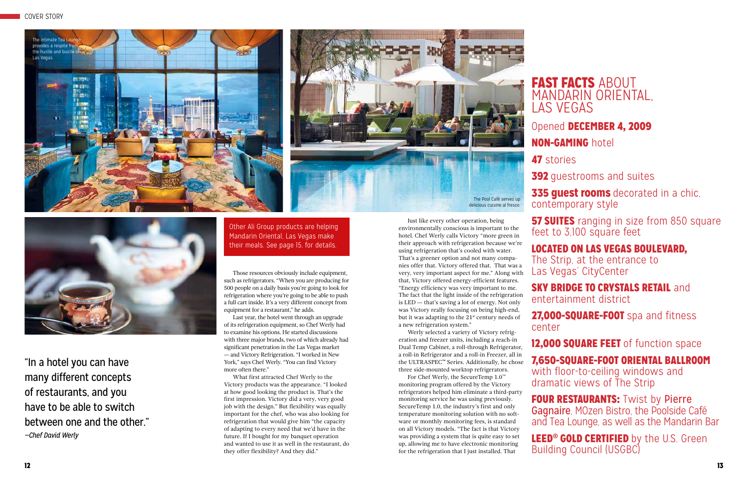The intimate Tea Lounge provides a respite from the hustle and bustle of Las Vegas.

The Pool Café serves up delicious cuisine al fresco.

"In a hotel you can have many different concepts of restaurants, and you have to be able to switch between one and the other."
*—Chef David Werly*

Other Ali Group products are helping Mandarin Oriental, Las Vegas make their meals. See page 15, for details.

Those resources obviously include equipment, such as refrigerators. "When you are producing for 500 people on a daily basis you're going to look for refrigeration where you're going to be able to push a full cart inside. It's a very different concept from equipment for a restaurant," he adds.

Last year, the hotel went through an upgrade of its refrigeration equipment, so Chef Werly had to examine his options. He started discussions with three major brands, two of which already had significant penetration in the Las Vegas market — and Victory Refrigeration. "I worked in New York," says Chef Werly. "You can find Victory more often there."

What first attracted Chef Werly to the Victory products was the appearance. "I looked at how good looking the product is. That's the first impression. Victory did a very, very good job with the design." But flexibility was equally important for the chef, who was also looking for refrigeration that would give him "the capacity of adapting to every need that we'd have in the future. If I bought for my banquet operation and wanted to use it as well in the restaurant, do they offer flexibility? And they did."

Just like every other operation, being environmentally conscious is important to the hotel. Chef Werly calls Victory "more green in their approach with refrigeration because we're using refrigeration that's cooled with water. That's a greener option and not many companies offer that. Victory offered that. That was a very, very important aspect for me." Along with that, Victory offered energy-efficient features. "Energy efficiency was very important to me. The fact that the light inside of the refrigeration is LED — that's saving a lot of energy. Not only was Victory really focusing on being high-end, but it was adapting to the 21st century needs of a new refrigeration system."

Werly selected a variety of Victory refrigeration and freezer units, including a reach-in Dual Temp Cabinet, a roll-through Refrigerator, a roll-in Refrigerator and a roll-in Freezer, all in the ULTRASPEC™ Series. Additionally, he chose three side-mounted worktop refrigerators.

For Chef Werly, the SecureTemp 1.0™ monitoring program offered by the Victory refrigerators helped him eliminate a third-party monitoring service he was using previously. SecureTemp 1.0, the industry's first and only temperature monitoring solution with no software or monthly monitoring fees, is standard on all Victory models. "The fact is that Victory was providing a system that is quite easy to set up, allowing me to have electronic monitoring for the refrigeration that I just installed. That

## FAST FACTS ABOUT MANDARIN ORIENTAL, LAS VEGAS

Opened **DECEMBER 4, 2009**

**NON-GAMING** hotel

**47** stories

**392** guestrooms and suites

**335 guest rooms** decorated in a chic, contemporary style

**57 SUITES** ranging in size from 850 square feet to 3,100 square feet

**LOCATED ON LAS VEGAS BOULEVARD,** The Strip, at the entrance to Las Vegas' CityCenter

**SKY BRIDGE TO CRYSTALS RETAIL** and entertainment district

**27,000-SQUARE-FOOT** spa and fitness center

**12,000 SQUARE FEET** of function space

**7,650-SQUARE-FOOT ORIENTAL BALLROOM** with floor-to-ceiling windows and dramatic views of The Strip

**FOUR RESTAURANTS:** Twist by **Pierre Gagnaire**, MOzen Bistro, the Poolside Café and Tea Lounge, as well as the Mandarin Bar

**LEED® GOLD CERTIFIED** by the U.S. Green Building Council (USGBC)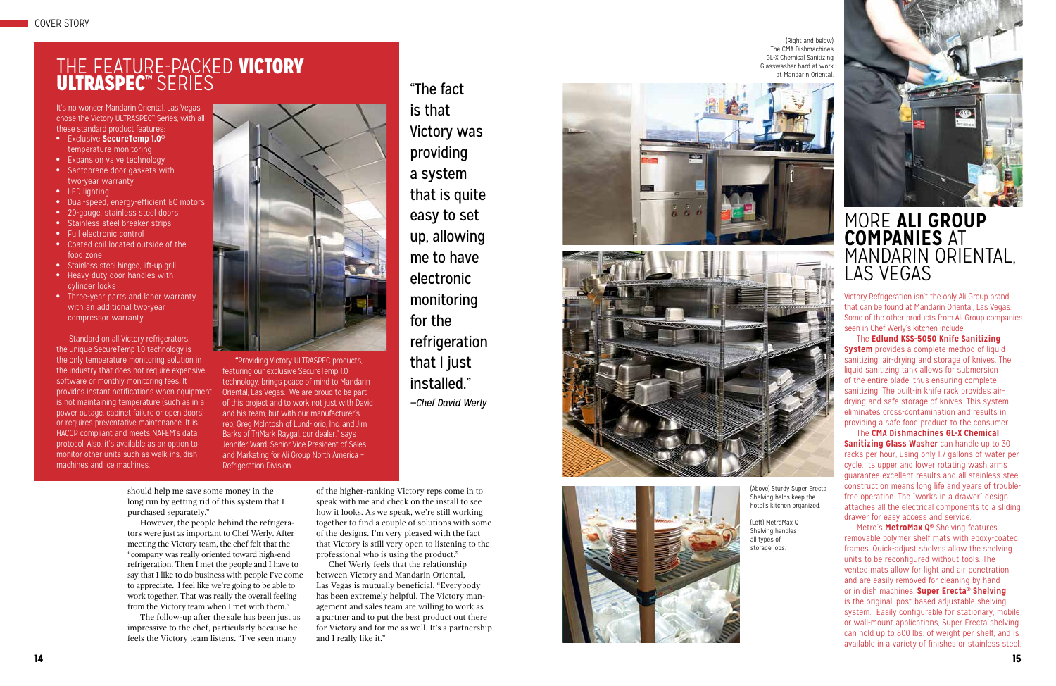## THE FEATURE-PACKED **VICTORY ULTRASPEC™** SERIES

It's no wonder Mandarin Oriental, Las Vegas chose the Victory ULTRASPEC™ Series, with all these standard product features:

- Exclusive **SecureTemp 1.0®** temperature monitoring
- Expansion valve technology
- Santoprene door gaskets with two-year warranty
- LED lighting
- Dual-speed, energy-efficient EC motors
- 20-gauge, stainless steel doors
- Stainless steel breaker strips
- Full electronic control
- Coated coil located outside of the food zone
- Stainless steel hinged, lift-up grill
- Heavy-duty door handles with cylinder locks
- Three-year parts and labor warranty with an additional two-year compressor warranty

Standard on all Victory refrigerators, the unique SecureTemp 1.0 technology is the only temperature monitoring solution in the industry that does not require expensive software or monthly monitoring fees. It provides instant notifications when equipment is not maintaining temperature (such as in a power outage, cabinet failure or open doors) or requires preventative maintenance. It is HACCP compliant and meets NAFEM's data protocol. Also, it's available as an option to monitor other units such as walk-ins, dish machines and ice machines.

"Providing Victory ULTRASPEC products, featuring our exclusive SecureTemp 1.0 technology, brings peace of mind to Mandarin Oriental, Las Vegas. We are proud to be part of this project and to work not just with David and his team, but with our manufacturer's rep, Greg McIntosh of Lund-Iorio, Inc. and Jim Barks of TriMark Raygal, our dealer," says Jennifer Ward, Senior Vice President of Sales and Marketing for Ali Group North America – Refrigeration Division.

"The fact is that Victory was providing a system that is quite easy to set up, allowing me to have electronic monitoring for the refrigeration that I just installed."
*—Chef David Werly*

should help me save some money in the long run by getting rid of this system that I purchased separately."

However, the people behind the refrigerators were just as important to Chef Werly. After meeting the Victory team, the chef felt that the "company was really oriented toward high-end refrigeration. Then I met the people and I have to say that I like to do business with people I've come to appreciate. I feel like we're going to be able to work together. That was really the overall feeling from the Victory team when I met with them."

The follow-up after the sale has been just as impressive to the chef, particularly because he feels the Victory team listens. "I've seen many of the higher-ranking Victory reps come in to speak with me and check on the install to see how it looks. As we speak, we're still working together to find a couple of solutions with some of the designs. I'm very pleased with the fact that Victory is still very open to listening to the professional who is using the product."

Chef Werly feels that the relationship between Victory and Mandarin Oriental, Las Vegas is mutually beneficial. "Everybody has been extremely helpful. The Victory management and sales team are willing to work as a partner and to put the best product out there for Victory and for me as well. It's a partnership and I really like it."

(Right and below) The CMA Dishmachines GL-X Chemical Sanitizing Glasswasher hard at work at Mandarin Oriental.

(Above) Sturdy Super Erecta Shelving helps keep the hotel's kitchen organized.

(Left) MetroMax Q Shelving handles all types of storage jobs.

## MORE **ALI GROUP COMPANIES** AT MANDARIN ORIENTAL, LAS VEGAS

Victory Refrigeration isn't the only Ali Group brand that can be found at Mandarin Oriental, Las Vegas. Some of the other products from Ali Group companies seen in Chef Werly's kitchen include:

The **Edlund KSS-5050 Knife Sanitizing System** provides a complete method of liquid sanitizing, air-drying and storage of knives. The liquid sanitizing tank allows for submersion of the entire blade, thus ensuring complete sanitizing. The built-in knife rack provides air-drying and safe storage of knives. This system eliminates cross-contamination and results in providing a safe food product to the consumer.

The **CMA Dishmachines GL-X Chemical Sanitizing Glass Washer** can handle up to 30 racks per hour, using only 1.7 gallons of water per cycle. Its upper and lower rotating wash arms guarantee excellent results and all stainless steel construction means long life and years of trouble-free operation. The "works in a drawer" design attaches all the electrical components to a sliding drawer for easy access and service.

Metro's **MetroMax Q®** Shelving features removable polymer shelf mats with epoxy-coated frames. Quick-adjust shelves allow the shelving units to be reconfigured without tools. The vented mats allow for light and air penetration, and are easily removed for cleaning by hand or in dish machines. **Super Erecta® Shelving** is the original, post-based adjustable shelving system. Easily configurable for stationary, mobile or wall-mount applications, Super Erecta shelving can hold up to 800 lbs. of weight per shelf, and is available in a variety of finishes or stainless steel.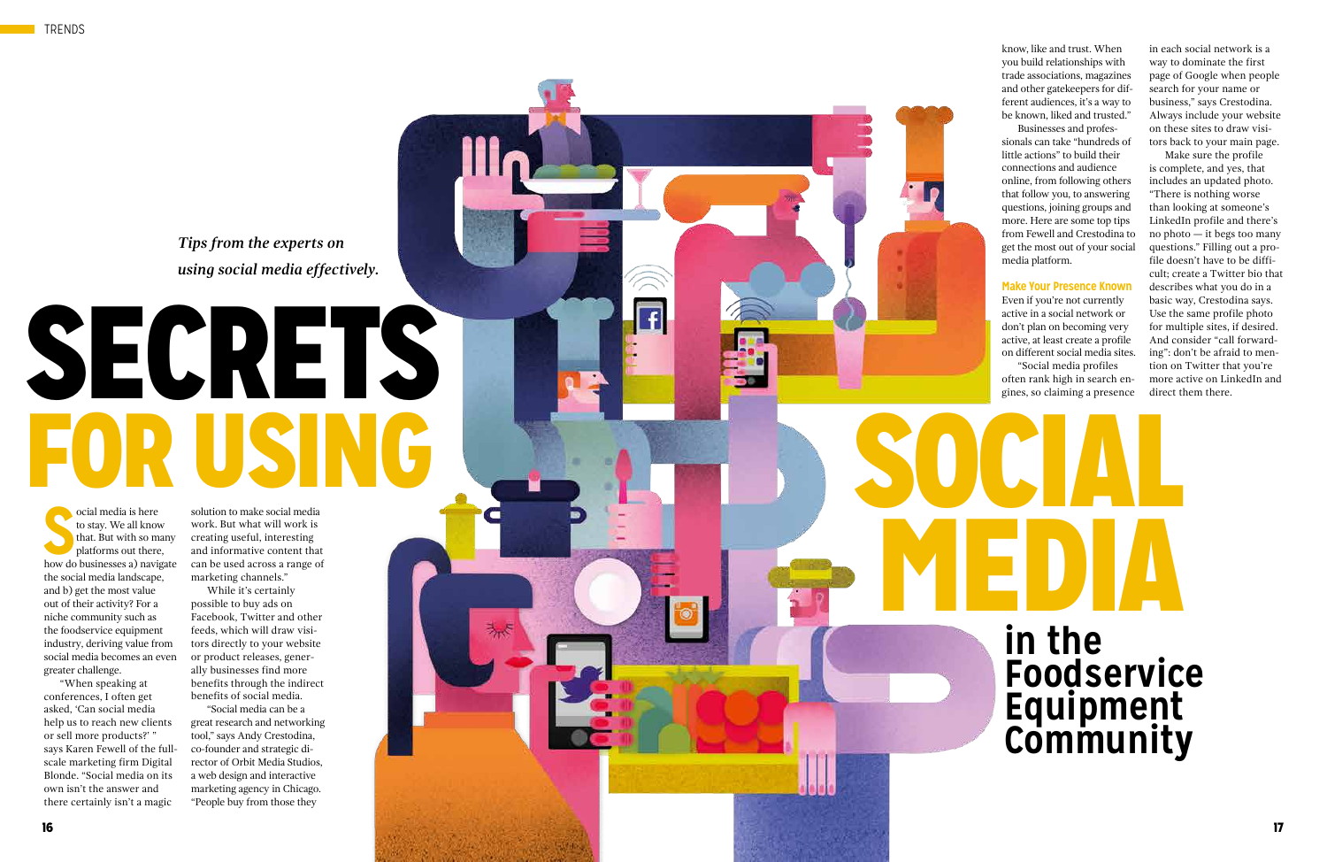# SECRETS FOR USING SOCIAL MEDIA in the Foodservice Equipment Community

*Tips from the experts on using social media effectively.*

Social media is here to stay. We all know that. But with so many platforms out there, how do businesses a) navigate the social media landscape, and b) get the most value out of their activity? For a niche community such as the foodservice equipment industry, deriving value from social media becomes an even greater challenge.

"When speaking at conferences, I often get asked, 'Can social media help us to reach new clients or sell more products?' " says Karen Fewell of the full-scale marketing firm Digital Blonde. "Social media on its own isn't the answer and there certainly isn't a magic solution to make social media work. But what will work is creating useful, interesting and informative content that can be used across a range of marketing channels."

While it's certainly possible to buy ads on Facebook, Twitter and other feeds, which will draw visitors directly to your website or product releases, generally businesses find more benefits through the indirect benefits of social media.

"Social media can be a great research and networking tool," says Andy Crestodina, co-founder and strategic director of Orbit Media Studios, a web design and interactive marketing agency in Chicago. "People buy from those they know, like and trust. When you build relationships with trade associations, magazines and other gatekeepers for different audiences, it's a way to be known, liked and trusted."

Businesses and professionals can take "hundreds of little actions" to build their connections and audience online, from following others that follow you, to answering questions, joining groups and more. Here are some top tips from Fewell and Crestodina to get the most out of your social media platform.

### Make Your Presence Known

Even if you're not currently active in a social network or don't plan on becoming very active, at least create a profile on different social media sites.

"Social media profiles often rank high in search engines, so claiming a presence in each social network is a way to dominate the first page of Google when people search for your name or business," says Crestodina. Always include your website on these sites to draw visitors back to your main page.

Make sure the profile is complete, and yes, that includes an updated photo. "There is nothing worse than looking at someone's LinkedIn profile and there's no photo — it begs too many questions." Filling out a profile doesn't have to be difficult; create a Twitter bio that describes what you do in a basic way, Crestodina says. Use the same profile photo for multiple sites, if desired. And consider "call forwarding": don't be afraid to mention on Twitter that you're more active on LinkedIn and direct them there.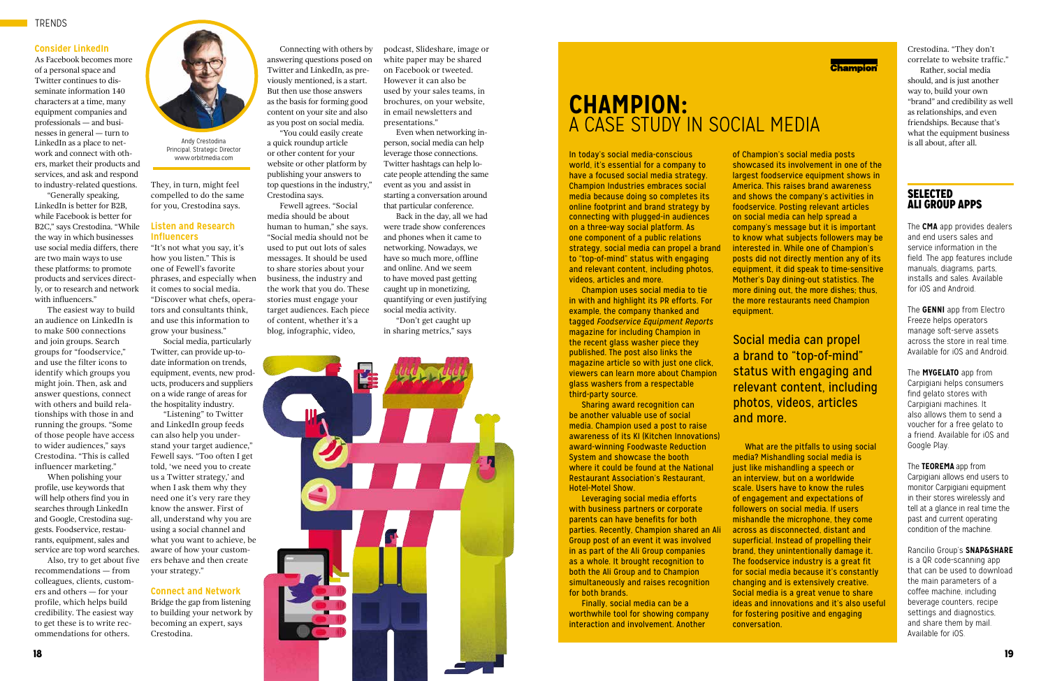## Consider LinkedIn

As Facebook becomes more of a personal space and Twitter continues to disseminate information 140 characters at a time, many equipment companies and professionals — and businesses in general — turn to LinkedIn as a place to network and connect with others, market their products and services, and ask and respond to industry-related questions.

"Generally speaking, LinkedIn is better for B2B, while Facebook is better for B2C," says Crestodina. "While the way in which businesses use social media differs, there are two main ways to use these platforms: to promote products and services directly, or to research and network with influencers."

The easiest way to build an audience on LinkedIn is to make 500 connections and join groups. Search groups for "foodservice," and use the filter icons to identify which groups you might join. Then, ask and answer questions, connect with others and build relationships with those in and running the groups. "Some of those people have access to wider audiences," says Crestodina. "This is called influencer marketing."

When polishing your profile, use keywords that will help others find you in searches through LinkedIn and Google, Crestodina suggests. Foodservice, restaurants, equipment, sales and service are top word searches.

Also, try to get about five recommendations — from colleagues, clients, customers and others — for your profile, which helps build credibility. The easiest way to get these is to write recommendations for others. They, in turn, might feel compelled to do the same for you, Crestodina says.

Andy Crestodina
Principal, Strategic Director
www.orbitmedia.com

## Listen and Research Influencers

"It's not what you say, it's how you listen." This is one of Fewell's favorite phrases, and especially when it comes to social media. "Discover what chefs, operators and consultants think, and use this information to grow your business."

Social media, particularly Twitter, can provide up-to-date information on trends, equipment, events, new products, producers and suppliers on a wide range of areas for the hospitality industry.

"Listening" to Twitter and LinkedIn group feeds can also help you understand your target audience," Fewell says. "Too often I get told, 'we need you to create us a Twitter strategy,' and when I ask them why they need one it's very rare they know the answer. First of all, understand why you are using a social channel and what you want to achieve, be aware of how your customers behave and then create your strategy."

## Connect and Network

Bridge the gap from listening to building your network by becoming an expert, says Crestodina.

Connecting with others by answering questions posed on Twitter and LinkedIn, as previously mentioned, is a start. But then use those answers as the basis for forming good content on your site and also as you post on social media.

"You could easily create a quick roundup article or other content for your website or other platform by publishing your answers to top questions in the industry," Crestodina says.

Fewell agrees. "Social media should be about human to human," she says. "Social media should not be used to put out lots of sales messages. It should be used to share stories about your business, the industry and the work that you do. These stories must engage your target audiences. Each piece of content, whether it's a blog, infographic, video, podcast, Slideshare, image or white paper may be shared on Facebook or tweeted. However it can also be used by your sales teams, in brochures, on your website, in email newsletters and presentations."

Even when networking in-person, social media can help leverage those connections. Twitter hashtags can help locate people attending the same event as you and assist in starting a conversation around that particular conference.

Back in the day, all we had were trade show conferences and phones when it came to networking. Nowadays, we have so much more, offline and online. And we seem to have moved past getting caught up in monetizing, quantifying or even justifying social media activity.

"Don't get caught up in sharing metrics," says Crestodina. "They don't correlate to website traffic."

Rather, social media should, and is just another way to, build your own "brand" and credibility as well as relationships, and even friendships. Because that's what the equipment business is all about, after all.

# CHAMPION: A CASE STUDY IN SOCIAL MEDIA

In today's social media-conscious world, it's essential for a company to have a focused social media strategy. Champion Industries embraces social media because doing so completes its online footprint and brand strategy by connecting with plugged-in audiences on a three-way social platform. As one component of a public relations strategy, social media can propel a brand to "top-of-mind" status with engaging and relevant content, including photos, videos, articles and more.

Champion uses social media to tie in with and highlight its PR efforts. For example, the company thanked and tagged *Foodservice Equipment Reports* magazine for including Champion in the recent glass washer piece they published. The post also links the magazine article so with just one click, viewers can learn more about Champion glass washers from a respectable third-party source.

Sharing award recognition can be another valuable use of social media. Champion used a post to raise awareness of its KI (Kitchen Innovations) award-winning Foodwaste Reduction System and showcase the booth where it could be found at the National Restaurant Association's Restaurant, Hotel-Motel Show.

Leveraging social media efforts with business partners or corporate parents can have benefits for both parties. Recently, Champion shared an Ali Group post of an event it was involved in as part of the Ali Group companies as a whole. It brought recognition to both the Ali Group and to Champion simultaneously and raises recognition for both brands.

Finally, social media can be a worthwhile tool for showing company interaction and involvement. Another of Champion's social media posts showcased its involvement in one of the largest foodservice equipment shows in America. This raises brand awareness and shows the company's activities in foodservice. Posting relevant articles on social media can help spread a company's message but it is important to know what subjects followers may be interested in. While one of Champion's posts did not directly mention any of its equipment, it did speak to time-sensitive Mother's Day dining-out statistics. The more dining out, the more dishes; thus, the more restaurants need Champion equipment.

Social media can propel a brand to "top-of-mind" status with engaging and relevant content, including photos, videos, articles and more.

What are the pitfalls to using social media? Mishandling social media is just like mishandling a speech or an interview, but on a worldwide scale. Users have to know the rules of engagement and expectations of followers on social media. If users mishandle the microphone, they come across as disconnected, distant and superficial. Instead of propelling their brand, they unintentionally damage it. The foodservice industry is a great fit for social media because it's constantly changing and is extensively creative. Social media is a great venue to share ideas and innovations and it's also useful for fostering positive and engaging conversation.

## SELECTED ALI GROUP APPS

The **CMA** app provides dealers and end users sales and service information in the field. The app features include manuals, diagrams, parts, installs and sales. Available for iOS and Android.

The **GENNI** app from Electro Freeze helps operators manage soft-serve assets across the store in real time. Available for iOS and Android.

The **MYGELATO** app from Carpigiani helps consumers find gelato stores with Carpigiani machines. It also allows them to send a voucher for a free gelato to a friend. Available for iOS and Google Play.

The **TEOREMA** app from Carpigiani allows end users to monitor Carpigiani equipment in their stores wirelessly and tell at a glance in real time the past and current operating condition of the machine.

Rancilio Group's **SNAP&SHARE** is a QR code-scanning app that can be used to download the main parameters of a coffee machine, including beverage counters, recipe settings and diagnostics, and share them by mail. Available for iOS.